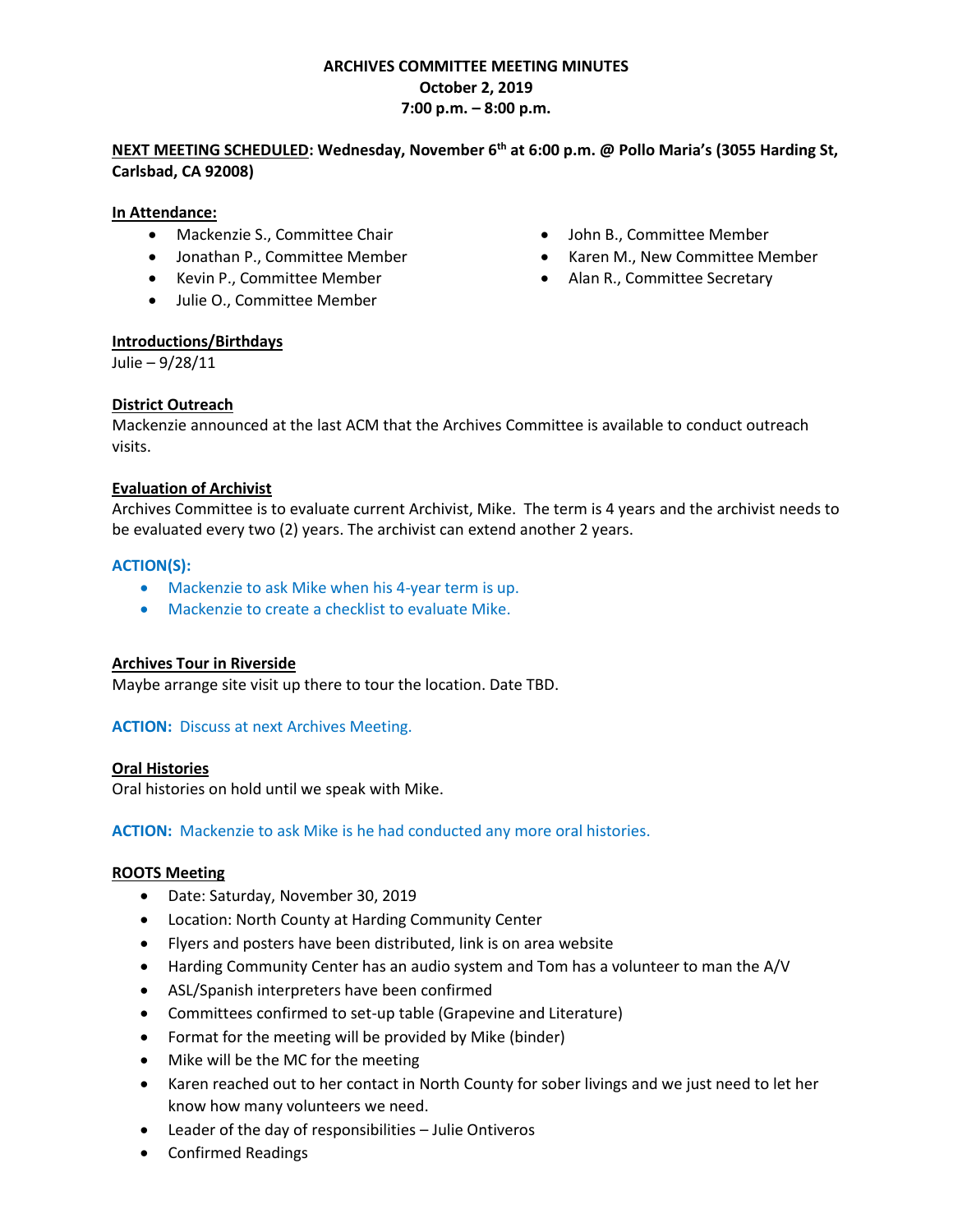# ARCHIVES COMMITTEE MEETING MINUTES
**October 2, 2019**
**7:00 p.m. – 8:00 p.m.**

**NEXT MEETING SCHEDULED: Wednesday, November 6th at 6:00 p.m. @ Pollo Maria's (3055 Harding St, Carlsbad, CA 92008)**

**In Attendance:**

- Mackenzie S., Committee Chair
- Jonathan P., Committee Member
- Kevin P., Committee Member
- Julie O., Committee Member
- John B., Committee Member
- Karen M., New Committee Member
- Alan R., Committee Secretary

**Introductions/Birthdays**

Julie – 9/28/11

**District Outreach**

Mackenzie announced at the last ACM that the Archives Committee is available to conduct outreach visits.

**Evaluation of Archivist**

Archives Committee is to evaluate current Archivist, Mike. The term is 4 years and the archivist needs to be evaluated every two (2) years. The archivist can extend another 2 years.

**ACTION(S):**

- Mackenzie to ask Mike when his 4-year term is up.
- Mackenzie to create a checklist to evaluate Mike.

**Archives Tour in Riverside**

Maybe arrange site visit up there to tour the location. Date TBD.

**ACTION:** Discuss at next Archives Meeting.

**Oral Histories**

Oral histories on hold until we speak with Mike.

**ACTION:** Mackenzie to ask Mike is he had conducted any more oral histories.

**ROOTS Meeting**

- Date: Saturday, November 30, 2019
- Location: North County at Harding Community Center
- Flyers and posters have been distributed, link is on area website
- Harding Community Center has an audio system and Tom has a volunteer to man the A/V
- ASL/Spanish interpreters have been confirmed
- Committees confirmed to set-up table (Grapevine and Literature)
- Format for the meeting will be provided by Mike (binder)
- Mike will be the MC for the meeting
- Karen reached out to her contact in North County for sober livings and we just need to let her know how many volunteers we need.
- Leader of the day of responsibilities – Julie Ontiveros
- Confirmed Readings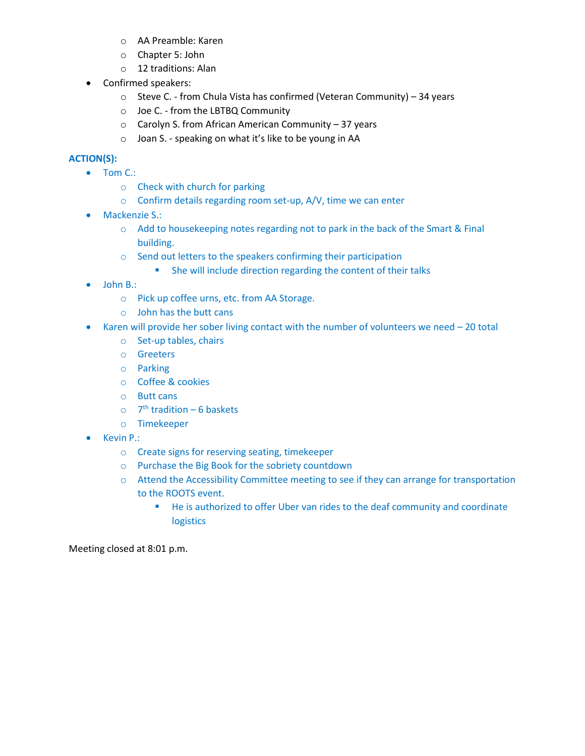- AA Preamble: Karen
  - Chapter 5: John
  - 12 traditions: Alan
- Confirmed speakers:
  - Steve C. - from Chula Vista has confirmed (Veteran Community) – 34 years
  - Joe C. - from the LBTBQ Community
  - Carolyn S. from African American Community – 37 years
  - Joan S. - speaking on what it's like to be young in AA

**ACTION(S):**

- Tom C.:
  - Check with church for parking
  - Confirm details regarding room set-up, A/V, time we can enter
- Mackenzie S.:
  - Add to housekeeping notes regarding not to park in the back of the Smart & Final building.
  - Send out letters to the speakers confirming their participation
    - She will include direction regarding the content of their talks
- John B.:
  - Pick up coffee urns, etc. from AA Storage.
  - John has the butt cans
- Karen will provide her sober living contact with the number of volunteers we need – 20 total
  - Set-up tables, chairs
  - Greeters
  - Parking
  - Coffee & cookies
  - Butt cans
  - 7th tradition – 6 baskets
  - Timekeeper
- Kevin P.:
  - Create signs for reserving seating, timekeeper
  - Purchase the Big Book for the sobriety countdown
  - Attend the Accessibility Committee meeting to see if they can arrange for transportation to the ROOTS event.
    - He is authorized to offer Uber van rides to the deaf community and coordinate logistics

Meeting closed at 8:01 p.m.